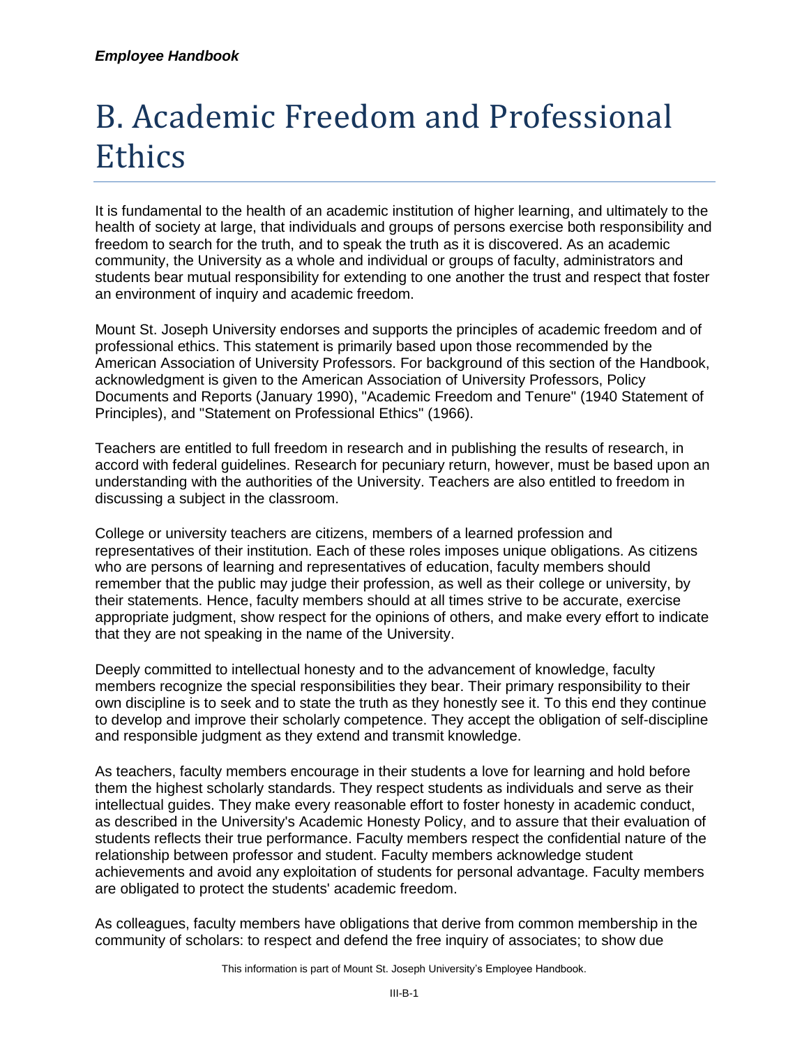# B. Academic Freedom and Professional Ethics

It is fundamental to the health of an academic institution of higher learning, and ultimately to the health of society at large, that individuals and groups of persons exercise both responsibility and freedom to search for the truth, and to speak the truth as it is discovered. As an academic community, the University as a whole and individual or groups of faculty, administrators and students bear mutual responsibility for extending to one another the trust and respect that foster an environment of inquiry and academic freedom.

Mount St. Joseph University endorses and supports the principles of academic freedom and of professional ethics. This statement is primarily based upon those recommended by the American Association of University Professors. For background of this section of the Handbook, acknowledgment is given to the American Association of University Professors, Policy Documents and Reports (January 1990), "Academic Freedom and Tenure" (1940 Statement of Principles), and "Statement on Professional Ethics" (1966).

Teachers are entitled to full freedom in research and in publishing the results of research, in accord with federal guidelines. Research for pecuniary return, however, must be based upon an understanding with the authorities of the University. Teachers are also entitled to freedom in discussing a subject in the classroom.

College or university teachers are citizens, members of a learned profession and representatives of their institution. Each of these roles imposes unique obligations. As citizens who are persons of learning and representatives of education, faculty members should remember that the public may judge their profession, as well as their college or university, by their statements. Hence, faculty members should at all times strive to be accurate, exercise appropriate judgment, show respect for the opinions of others, and make every effort to indicate that they are not speaking in the name of the University.

Deeply committed to intellectual honesty and to the advancement of knowledge, faculty members recognize the special responsibilities they bear. Their primary responsibility to their own discipline is to seek and to state the truth as they honestly see it. To this end they continue to develop and improve their scholarly competence. They accept the obligation of self-discipline and responsible judgment as they extend and transmit knowledge.

As teachers, faculty members encourage in their students a love for learning and hold before them the highest scholarly standards. They respect students as individuals and serve as their intellectual guides. They make every reasonable effort to foster honesty in academic conduct, as described in the University's Academic Honesty Policy, and to assure that their evaluation of students reflects their true performance. Faculty members respect the confidential nature of the relationship between professor and student. Faculty members acknowledge student achievements and avoid any exploitation of students for personal advantage. Faculty members are obligated to protect the students' academic freedom.

As colleagues, faculty members have obligations that derive from common membership in the community of scholars: to respect and defend the free inquiry of associates; to show due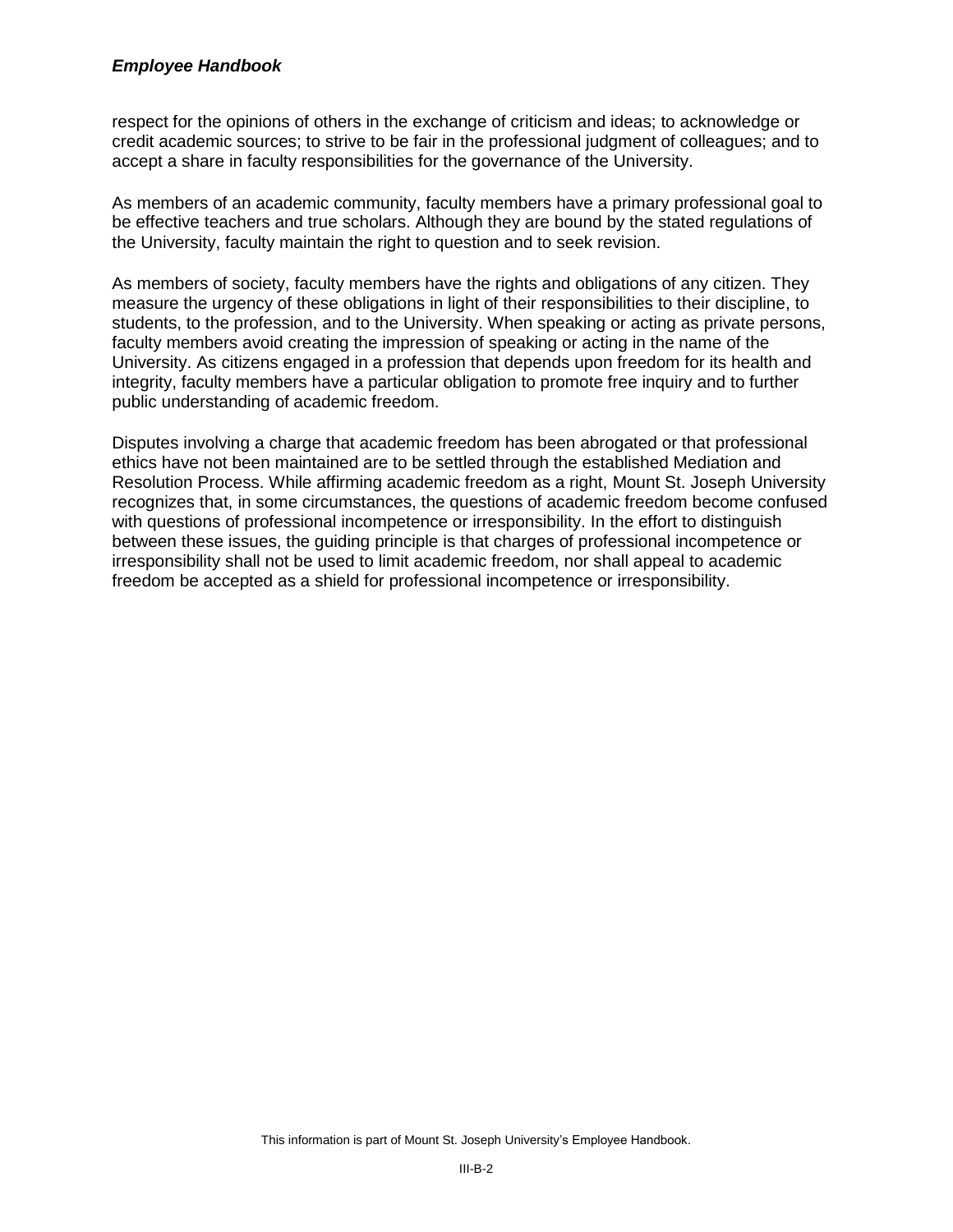respect for the opinions of others in the exchange of criticism and ideas; to acknowledge or credit academic sources; to strive to be fair in the professional judgment of colleagues; and to accept a share in faculty responsibilities for the governance of the University.

As members of an academic community, faculty members have a primary professional goal to be effective teachers and true scholars. Although they are bound by the stated regulations of the University, faculty maintain the right to question and to seek revision.

As members of society, faculty members have the rights and obligations of any citizen. They measure the urgency of these obligations in light of their responsibilities to their discipline, to students, to the profession, and to the University. When speaking or acting as private persons, faculty members avoid creating the impression of speaking or acting in the name of the University. As citizens engaged in a profession that depends upon freedom for its health and integrity, faculty members have a particular obligation to promote free inquiry and to further public understanding of academic freedom.

Disputes involving a charge that academic freedom has been abrogated or that professional ethics have not been maintained are to be settled through the established Mediation and Resolution Process. While affirming academic freedom as a right, Mount St. Joseph University recognizes that, in some circumstances, the questions of academic freedom become confused with questions of professional incompetence or irresponsibility. In the effort to distinguish between these issues, the guiding principle is that charges of professional incompetence or irresponsibility shall not be used to limit academic freedom, nor shall appeal to academic freedom be accepted as a shield for professional incompetence or irresponsibility.